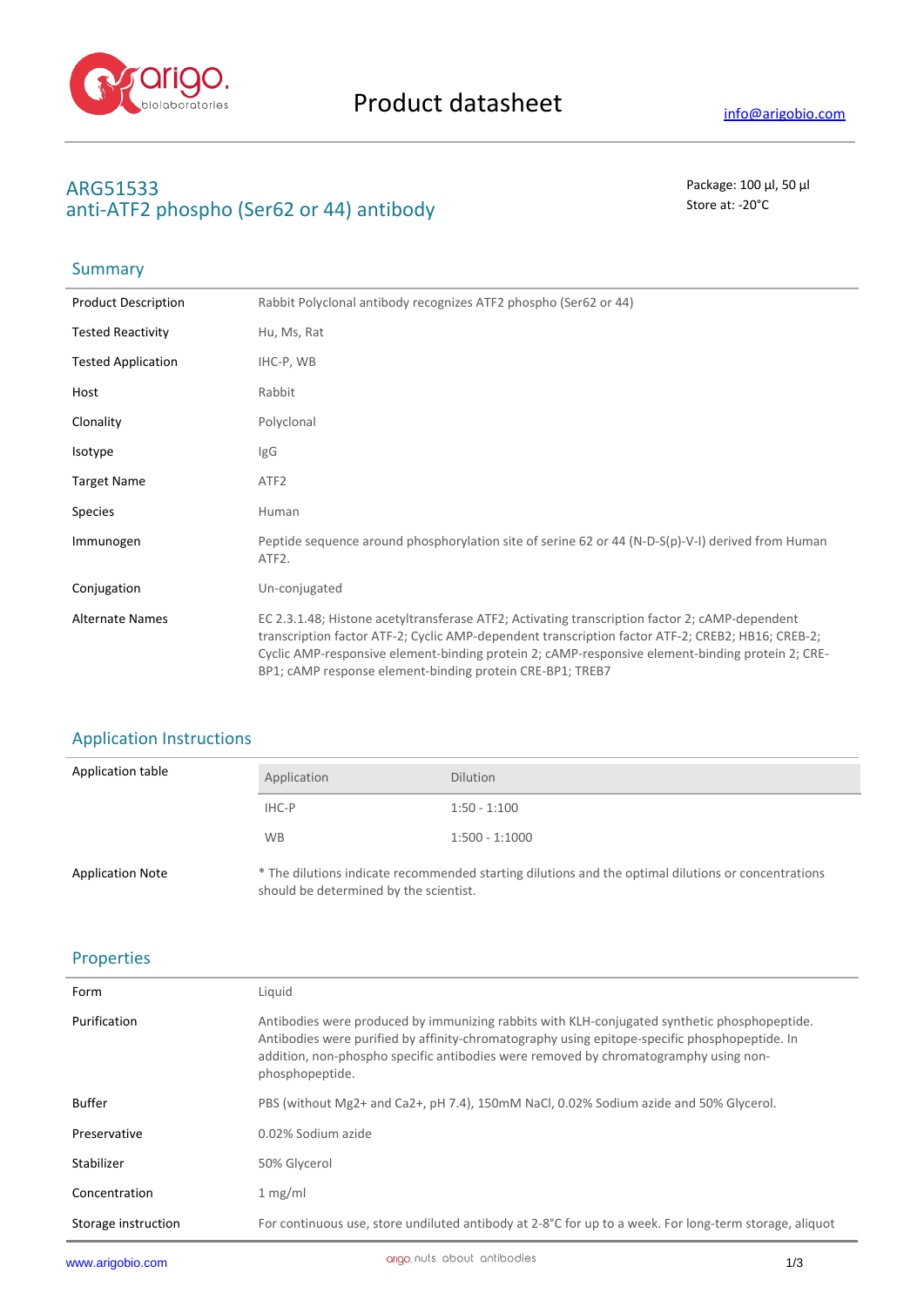# Product datasheet

info@arigobio.com

## ARG51533
## anti-ATF2 phospho (Ser62 or 44) antibody

Package: 100 μl, 50 μl
Store at: -20°C

## Summary

| | |
|---|---|
| Product Description | Rabbit Polyclonal antibody recognizes ATF2 phospho (Ser62 or 44) |
| Tested Reactivity | Hu, Ms, Rat |
| Tested Application | IHC-P, WB |
| Host | Rabbit |
| Clonality | Polyclonal |
| Isotype | IgG |
| Target Name | ATF2 |
| Species | Human |
| Immunogen | Peptide sequence around phosphorylation site of serine 62 or 44 (N-D-S(p)-V-I) derived from Human ATF2. |
| Conjugation | Un-conjugated |
| Alternate Names | EC 2.3.1.48; Histone acetyltransferase ATF2; Activating transcription factor 2; cAMP-dependent transcription factor ATF-2; Cyclic AMP-dependent transcription factor ATF-2; CREB2; HB16; CREB-2; Cyclic AMP-responsive element-binding protein 2; cAMP-responsive element-binding protein 2; CRE-BP1; cAMP response element-binding protein CRE-BP1; TREB7 |

## Application Instructions

Application table

| Application | Dilution |
|---|---|
| IHC-P | 1:50 - 1:100 |
| WB | 1:500 - 1:1000 |

Application Note: * The dilutions indicate recommended starting dilutions and the optimal dilutions or concentrations should be determined by the scientist.

## Properties

| | |
|---|---|
| Form | Liquid |
| Purification | Antibodies were produced by immunizing rabbits with KLH-conjugated synthetic phosphopeptide. Antibodies were purified by affinity-chromatography using epitope-specific phosphopeptide. In addition, non-phospho specific antibodies were removed by chromatogramphy using non-phosphopeptide. |
| Buffer | PBS (without Mg2+ and Ca2+, pH 7.4), 150mM NaCl, 0.02% Sodium azide and 50% Glycerol. |
| Preservative | 0.02% Sodium azide |
| Stabilizer | 50% Glycerol |
| Concentration | 1 mg/ml |
| Storage instruction | For continuous use, store undiluted antibody at 2-8°C for up to a week. For long-term storage, aliquot |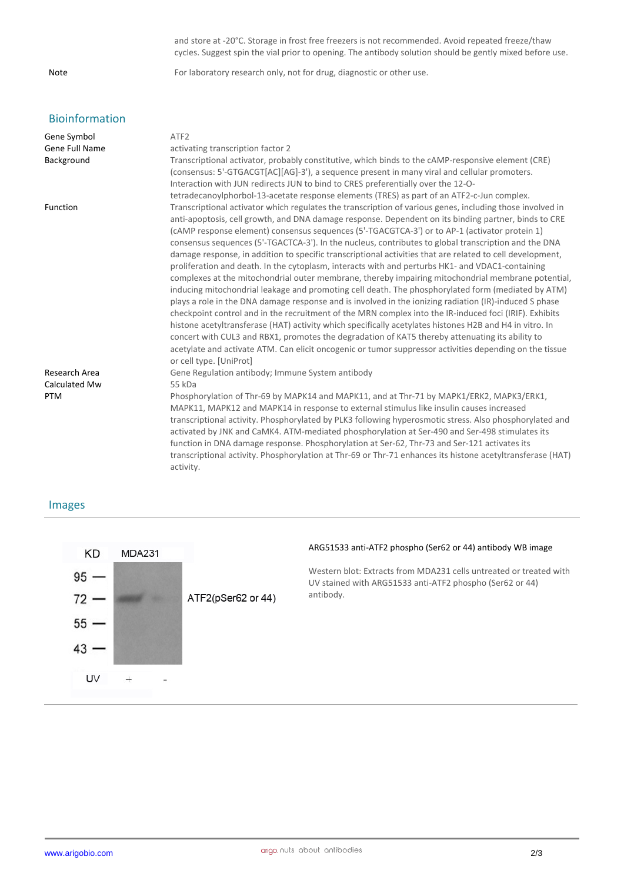| | |
|---|---|
| | and store at -20°C. Storage in frost free freezers is not recommended. Avoid repeated freeze/thaw cycles. Suggest spin the vial prior to opening. The antibody solution should be gently mixed before use. |
| Note | For laboratory research only, not for drug, diagnostic or other use. |

## Bioinformation

| | |
|---|---|
| Gene Symbol | ATF2 |
| Gene Full Name | activating transcription factor 2 |
| Background | Transcriptional activator, probably constitutive, which binds to the cAMP-responsive element (CRE) (consensus: 5'-GTGACGT[AC][AG]-3'), a sequence present in many viral and cellular promoters. Interaction with JUN redirects JUN to bind to CRES preferentially over the 12-O-tetradecanoylphorbol-13-acetate response elements (TRES) as part of an ATF2-c-Jun complex. |
| Function | Transcriptional activator which regulates the transcription of various genes, including those involved in anti-apoptosis, cell growth, and DNA damage response. Dependent on its binding partner, binds to CRE (cAMP response element) consensus sequences (5'-TGACGTCA-3') or to AP-1 (activator protein 1) consensus sequences (5'-TGACTCA-3'). In the nucleus, contributes to global transcription and the DNA damage response, in addition to specific transcriptional activities that are related to cell development, proliferation and death. In the cytoplasm, interacts with and perturbs HK1- and VDAC1-containing complexes at the mitochondrial outer membrane, thereby impairing mitochondrial membrane potential, inducing mitochondrial leakage and promoting cell death. The phosphorylated form (mediated by ATM) plays a role in the DNA damage response and is involved in the ionizing radiation (IR)-induced S phase checkpoint control and in the recruitment of the MRN complex into the IR-induced foci (IRIF). Exhibits histone acetyltransferase (HAT) activity which specifically acetylates histones H2B and H4 in vitro. In concert with CUL3 and RBX1, promotes the degradation of KAT5 thereby attenuating its ability to acetylate and activate ATM. Can elicit oncogenic or tumor suppressor activities depending on the tissue or cell type. [UniProt] |
| Research Area | Gene Regulation antibody; Immune System antibody |
| Calculated Mw | 55 kDa |
| PTM | Phosphorylation of Thr-69 by MAPK14 and MAPK11, and at Thr-71 by MAPK1/ERK2, MAPK3/ERK1, MAPK11, MAPK12 and MAPK14 in response to external stimulus like insulin causes increased transcriptional activity. Phosphorylated by PLK3 following hyperosmotic stress. Also phosphorylated and activated by JNK and CaMK4. ATM-mediated phosphorylation at Ser-490 and Ser-498 stimulates its function in DNA damage response. Phosphorylation at Ser-62, Thr-73 and Ser-121 activates its transcriptional activity. Phosphorylation at Thr-69 or Thr-71 enhances its histone acetyltransferase (HAT) activity. |

## Images

ARG51533 anti-ATF2 phospho (Ser62 or 44) antibody WB image

Western blot: Extracts from MDA231 cells untreated or treated with UV stained with ARG51533 anti-ATF2 phospho (Ser62 or 44) antibody.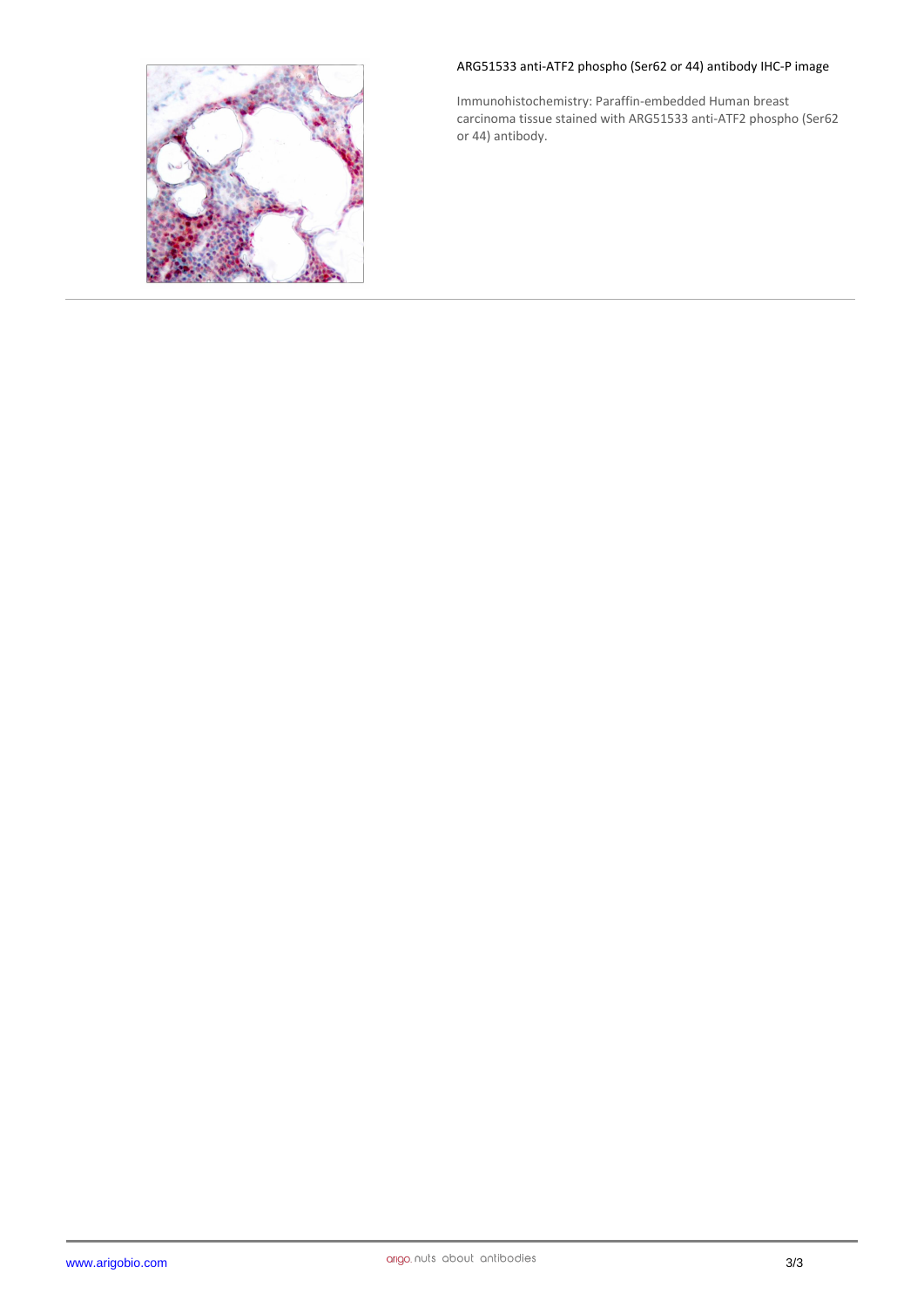ARG51533 anti-ATF2 phospho (Ser62 or 44) antibody IHC-P image

Immunohistochemistry: Paraffin-embedded Human breast carcinoma tissue stained with ARG51533 anti-ATF2 phospho (Ser62 or 44) antibody.